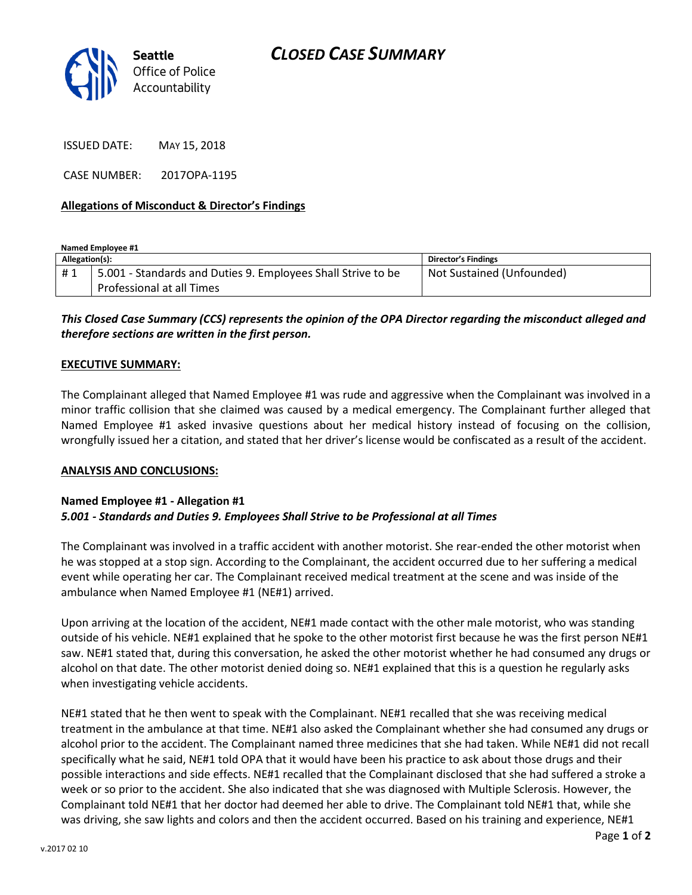Seattle Office of Police Accountability

# CLOSED CASE SUMMARY

ISSUED DATE: MAY 15, 2018

CASE NUMBER: 2017OPA-1195

**Allegations of Misconduct & Director's Findings**

**Named Employee #1**

| Allegation(s): | | Director's Findings |
|---|---|---|
| # 1 | 5.001 - Standards and Duties 9. Employees Shall Strive to be Professional at all Times | Not Sustained (Unfounded) |

***This Closed Case Summary (CCS) represents the opinion of the OPA Director regarding the misconduct alleged and therefore sections are written in the first person.***

**EXECUTIVE SUMMARY:**

The Complainant alleged that Named Employee #1 was rude and aggressive when the Complainant was involved in a minor traffic collision that she claimed was caused by a medical emergency. The Complainant further alleged that Named Employee #1 asked invasive questions about her medical history instead of focusing on the collision, wrongfully issued her a citation, and stated that her driver's license would be confiscated as a result of the accident.

**ANALYSIS AND CONCLUSIONS:**

**Named Employee #1 - Allegation #1**
***5.001 - Standards and Duties 9. Employees Shall Strive to be Professional at all Times***

The Complainant was involved in a traffic accident with another motorist. She rear-ended the other motorist when he was stopped at a stop sign. According to the Complainant, the accident occurred due to her suffering a medical event while operating her car. The Complainant received medical treatment at the scene and was inside of the ambulance when Named Employee #1 (NE#1) arrived.

Upon arriving at the location of the accident, NE#1 made contact with the other male motorist, who was standing outside of his vehicle. NE#1 explained that he spoke to the other motorist first because he was the first person NE#1 saw. NE#1 stated that, during this conversation, he asked the other motorist whether he had consumed any drugs or alcohol on that date. The other motorist denied doing so. NE#1 explained that this is a question he regularly asks when investigating vehicle accidents.

NE#1 stated that he then went to speak with the Complainant. NE#1 recalled that she was receiving medical treatment in the ambulance at that time. NE#1 also asked the Complainant whether she had consumed any drugs or alcohol prior to the accident. The Complainant named three medicines that she had taken. While NE#1 did not recall specifically what he said, NE#1 told OPA that it would have been his practice to ask about those drugs and their possible interactions and side effects. NE#1 recalled that the Complainant disclosed that she had suffered a stroke a week or so prior to the accident. She also indicated that she was diagnosed with Multiple Sclerosis. However, the Complainant told NE#1 that her doctor had deemed her able to drive. The Complainant told NE#1 that, while she was driving, she saw lights and colors and then the accident occurred. Based on his training and experience, NE#1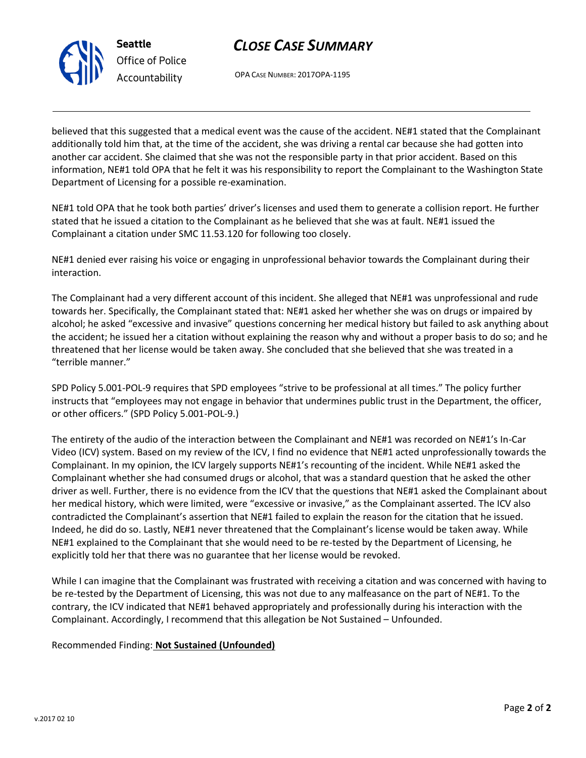believed that this suggested that a medical event was the cause of the accident. NE#1 stated that the Complainant additionally told him that, at the time of the accident, she was driving a rental car because she had gotten into another car accident. She claimed that she was not the responsible party in that prior accident. Based on this information, NE#1 told OPA that he felt it was his responsibility to report the Complainant to the Washington State Department of Licensing for a possible re-examination.

NE#1 told OPA that he took both parties' driver's licenses and used them to generate a collision report. He further stated that he issued a citation to the Complainant as he believed that she was at fault. NE#1 issued the Complainant a citation under SMC 11.53.120 for following too closely.

NE#1 denied ever raising his voice or engaging in unprofessional behavior towards the Complainant during their interaction.

The Complainant had a very different account of this incident. She alleged that NE#1 was unprofessional and rude towards her. Specifically, the Complainant stated that: NE#1 asked her whether she was on drugs or impaired by alcohol; he asked "excessive and invasive" questions concerning her medical history but failed to ask anything about the accident; he issued her a citation without explaining the reason why and without a proper basis to do so; and he threatened that her license would be taken away. She concluded that she believed that she was treated in a "terrible manner."

SPD Policy 5.001-POL-9 requires that SPD employees "strive to be professional at all times." The policy further instructs that "employees may not engage in behavior that undermines public trust in the Department, the officer, or other officers." (SPD Policy 5.001-POL-9.)

The entirety of the audio of the interaction between the Complainant and NE#1 was recorded on NE#1's In-Car Video (ICV) system. Based on my review of the ICV, I find no evidence that NE#1 acted unprofessionally towards the Complainant. In my opinion, the ICV largely supports NE#1's recounting of the incident. While NE#1 asked the Complainant whether she had consumed drugs or alcohol, that was a standard question that he asked the other driver as well. Further, there is no evidence from the ICV that the questions that NE#1 asked the Complainant about her medical history, which were limited, were "excessive or invasive," as the Complainant asserted. The ICV also contradicted the Complainant's assertion that NE#1 failed to explain the reason for the citation that he issued. Indeed, he did do so. Lastly, NE#1 never threatened that the Complainant's license would be taken away. While NE#1 explained to the Complainant that she would need to be re-tested by the Department of Licensing, he explicitly told her that there was no guarantee that her license would be revoked.

While I can imagine that the Complainant was frustrated with receiving a citation and was concerned with having to be re-tested by the Department of Licensing, this was not due to any malfeasance on the part of NE#1. To the contrary, the ICV indicated that NE#1 behaved appropriately and professionally during his interaction with the Complainant. Accordingly, I recommend that this allegation be Not Sustained – Unfounded.

Recommended Finding: **Not Sustained (Unfounded)**